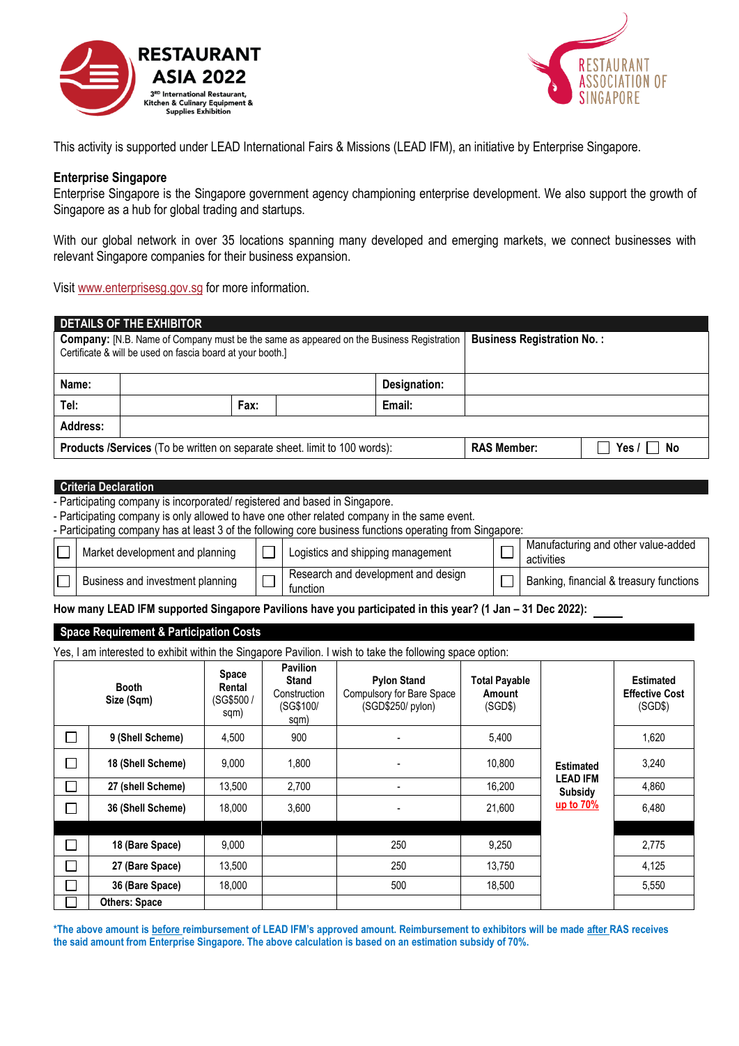**RESTAURANT ASIA 2022**
3RD International Restaurant, Kitchen & Culinary Equipment & Supplies Exhibition

RESTAURANT ASSOCIATION OF SINGAPORE

This activity is supported under LEAD International Fairs & Missions (LEAD IFM), an initiative by Enterprise Singapore.

**Enterprise Singapore**
Enterprise Singapore is the Singapore government agency championing enterprise development. We also support the growth of Singapore as a hub for global trading and startups.

With our global network in over 35 locations spanning many developed and emerging markets, we connect businesses with relevant Singapore companies for their business expansion.

Visit www.enterprisesg.gov.sg for more information.

## DETAILS OF THE EXHIBITOR

| | | | | |
|---|---|---|---|---|
| **Company:** [N.B. Name of Company must be the same as appeared on the Business Registration Certificate & will be used on fascia board at your booth.] | | | **Business Registration No. :** | |
| **Name:** | | **Designation:** | | |
| **Tel:** | **Fax:** | **Email:** | | |
| **Address:** | | | | |
| **Products /Services** (To be written on separate sheet. limit to 100 words): | | | **RAS Member:** | ☐ Yes / ☐ No |

## Criteria Declaration

- Participating company is incorporated/ registered and based in Singapore.
- Participating company is only allowed to have one other related company in the same event.
- Participating company has at least 3 of the following core business functions operating from Singapore:

| | | | | | |
|---|---|---|---|---|---|
| ☐ | Market development and planning | ☐ | Logistics and shipping management | ☐ | Manufacturing and other value-added activities |
| ☐ | Business and investment planning | ☐ | Research and development and design function | ☐ | Banking, financial & treasury functions |

**How many LEAD IFM supported Singapore Pavilions have you participated in this year? (1 Jan – 31 Dec 2022):** _____

## Space Requirement & Participation Costs

Yes, I am interested to exhibit within the Singapore Pavilion. I wish to take the following space option:

| | Booth Size (Sqm) | Space Rental (SG$500 / sqm) | Pavilion Stand Construction (SG$100/ sqm) | Pylon Stand Compulsory for Bare Space (SGD$250/ pylon) | Total Payable Amount (SGD$) | | Estimated Effective Cost (SGD$) |
|---|---|---|---|---|---|---|---|
| ☐ | 9 (Shell Scheme) | 4,500 | 900 | - | 5,400 | Estimated LEAD IFM Subsidy up to 70% | 1,620 |
| ☐ | 18 (Shell Scheme) | 9,000 | 1,800 | - | 10,800 | | 3,240 |
| ☐ | 27 (shell Scheme) | 13,500 | 2,700 | - | 16,200 | | 4,860 |
| ☐ | 36 (Shell Scheme) | 18,000 | 3,600 | - | 21,600 | | 6,480 |
| | | | | | | | |
| ☐ | 18 (Bare Space) | 9,000 | | 250 | 9,250 | | 2,775 |
| ☐ | 27 (Bare Space) | 13,500 | | 250 | 13,750 | | 4,125 |
| ☐ | 36 (Bare Space) | 18,000 | | 500 | 18,500 | | 5,550 |
| ☐ | Others: Space | | | | | | |

***The above amount is before reimbursement of LEAD IFM's approved amount. Reimbursement to exhibitors will be made after RAS receives the said amount from Enterprise Singapore. The above calculation is based on an estimation subsidy of 70%.**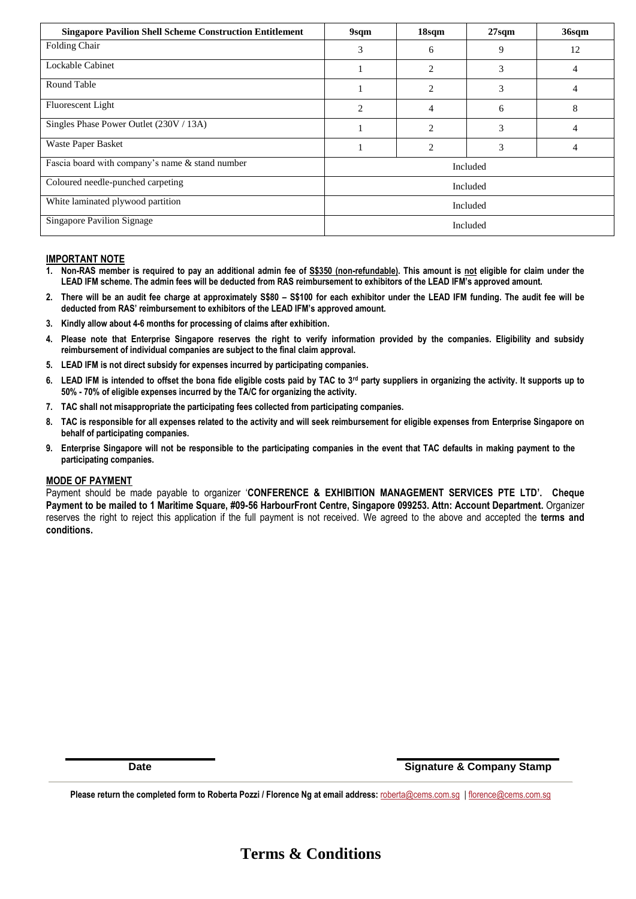| Singapore Pavilion Shell Scheme Construction Entitlement | 9sqm | 18sqm | 27sqm | 36sqm |
|---|---|---|---|---|
| Folding Chair | 3 | 6 | 9 | 12 |
| Lockable Cabinet | 1 | 2 | 3 | 4 |
| Round Table | 1 | 2 | 3 | 4 |
| Fluorescent Light | 2 | 4 | 6 | 8 |
| Singles Phase Power Outlet (230V / 13A) | 1 | 2 | 3 | 4 |
| Waste Paper Basket | 1 | 2 | 3 | 4 |
| Fascia board with company's name & stand number | Included | | | |
| Coloured needle-punched carpeting | Included | | | |
| White laminated plywood partition | Included | | | |
| Singapore Pavilion Signage | Included | | | |

**IMPORTANT NOTE**

1. **Non-RAS member is required to pay an additional admin fee of S$350 (non-refundable). This amount is not eligible for claim under the LEAD IFM scheme. The admin fees will be deducted from RAS reimbursement to exhibitors of the LEAD IFM's approved amount.**
2. **There will be an audit fee charge at approximately S$80 – S$100 for each exhibitor under the LEAD IFM funding. The audit fee will be deducted from RAS' reimbursement to exhibitors of the LEAD IFM's approved amount.**
3. **Kindly allow about 4-6 months for processing of claims after exhibition.**
4. **Please note that Enterprise Singapore reserves the right to verify information provided by the companies. Eligibility and subsidy reimbursement of individual companies are subject to the final claim approval.**
5. **LEAD IFM is not direct subsidy for expenses incurred by participating companies.**
6. **LEAD IFM is intended to offset the bona fide eligible costs paid by TAC to 3rd party suppliers in organizing the activity. It supports up to 50% - 70% of eligible expenses incurred by the TA/C for organizing the activity.**
7. **TAC shall not misappropriate the participating fees collected from participating companies.**
8. **TAC is responsible for all expenses related to the activity and will seek reimbursement for eligible expenses from Enterprise Singapore on behalf of participating companies.**
9. **Enterprise Singapore will not be responsible to the participating companies in the event that TAC defaults in making payment to the participating companies.**

**MODE OF PAYMENT**

Payment should be made payable to organizer '**CONFERENCE & EXHIBITION MANAGEMENT SERVICES PTE LTD'. Cheque Payment to be mailed to 1 Maritime Square, #09-56 HarbourFront Centre, Singapore 099253. Attn: Account Department.** Organizer reserves the right to reject this application if the full payment is not received. We agreed to the above and accepted the **terms and conditions.**

**Date** | **Signature & Company Stamp**

**Please return the completed form to Roberta Pozzi / Florence Ng at email address:** roberta@cems.com.sg | florence@cems.com.sg

# Terms & Conditions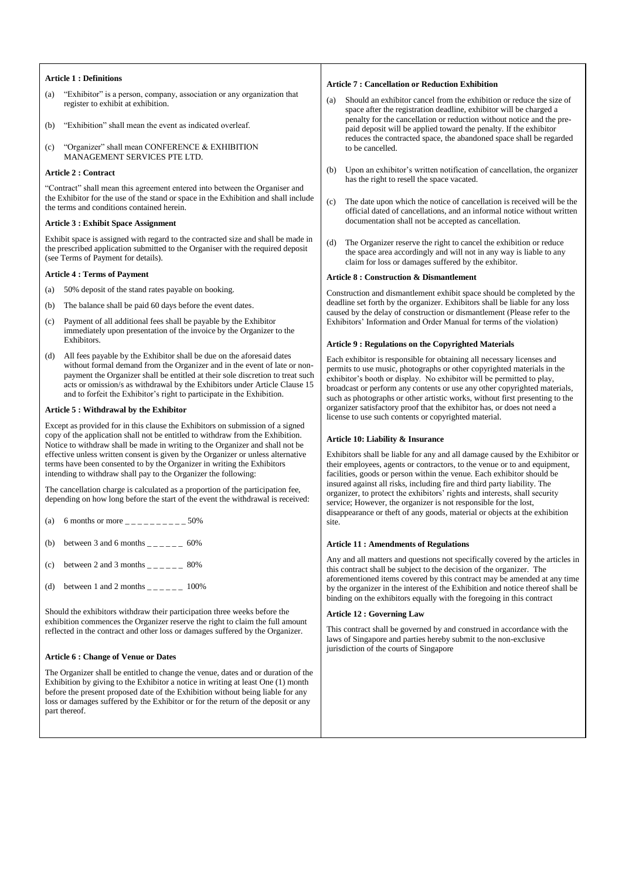**Article 1 : Definitions**

(a) "Exhibitor" is a person, company, association or any organization that register to exhibit at exhibition.

(b) "Exhibition" shall mean the event as indicated overleaf.

(c) "Organizer" shall mean CONFERENCE & EXHIBITION MANAGEMENT SERVICES PTE LTD.

**Article 2 : Contract**

"Contract" shall mean this agreement entered into between the Organiser and the Exhibitor for the use of the stand or space in the Exhibition and shall include the terms and conditions contained herein.

**Article 3 : Exhibit Space Assignment**

Exhibit space is assigned with regard to the contracted size and shall be made in the prescribed application submitted to the Organiser with the required deposit (see Terms of Payment for details).

**Article 4 : Terms of Payment**

(a) 50% deposit of the stand rates payable on booking.

(b) The balance shall be paid 60 days before the event dates.

(c) Payment of all additional fees shall be payable by the Exhibitor immediately upon presentation of the invoice by the Organizer to the Exhibitors.

(d) All fees payable by the Exhibitor shall be due on the aforesaid dates without formal demand from the Organizer and in the event of late or non-payment the Organizer shall be entitled at their sole discretion to treat such acts or omission/s as withdrawal by the Exhibitors under Article Clause 15 and to forfeit the Exhibitor's right to participate in the Exhibition.

**Article 5 : Withdrawal by the Exhibitor**

Except as provided for in this clause the Exhibitors on submission of a signed copy of the application shall not be entitled to withdraw from the Exhibition. Notice to withdraw shall be made in writing to the Organizer and shall not be effective unless written consent is given by the Organizer or unless alternative terms have been consented to by the Organizer in writing the Exhibitors intending to withdraw shall pay to the Organizer the following:

The cancellation charge is calculated as a proportion of the participation fee, depending on how long before the start of the event the withdrawal is received:

(a) 6 months or more _ _ _ _ _ _ _ _ _ _ 50%

(b) between 3 and 6 months _ _ _ _ _ _ 60%

(c) between 2 and 3 months _ _ _ _ _ _ 80%

(d) between 1 and 2 months _ _ _ _ _ _ 100%

Should the exhibitors withdraw their participation three weeks before the exhibition commences the Organizer reserve the right to claim the full amount reflected in the contract and other loss or damages suffered by the Organizer.

**Article 6 : Change of Venue or Dates**

The Organizer shall be entitled to change the venue, dates and or duration of the Exhibition by giving to the Exhibitor a notice in writing at least One (1) month before the present proposed date of the Exhibition without being liable for any loss or damages suffered by the Exhibitor or for the return of the deposit or any part thereof.

**Article 7 : Cancellation or Reduction Exhibition**

(a) Should an exhibitor cancel from the exhibition or reduce the size of space after the registration deadline, exhibitor will be charged a penalty for the cancellation or reduction without notice and the pre-paid deposit will be applied toward the penalty. If the exhibitor reduces the contracted space, the abandoned space shall be regarded to be cancelled.

(b) Upon an exhibitor's written notification of cancellation, the organizer has the right to resell the space vacated.

(c) The date upon which the notice of cancellation is received will be the official dated of cancellations, and an informal notice without written documentation shall not be accepted as cancellation.

(d) The Organizer reserve the right to cancel the exhibition or reduce the space area accordingly and will not in any way is liable to any claim for loss or damages suffered by the exhibitor.

**Article 8 : Construction & Dismantlement**

Construction and dismantlement exhibit space should be completed by the deadline set forth by the organizer. Exhibitors shall be liable for any loss caused by the delay of construction or dismantlement (Please refer to the Exhibitors' Information and Order Manual for terms of the violation)

**Article 9 : Regulations on the Copyrighted Materials**

Each exhibitor is responsible for obtaining all necessary licenses and permits to use music, photographs or other copyrighted materials in the exhibitor's booth or display. No exhibitor will be permitted to play, broadcast or perform any contents or use any other copyrighted materials, such as photographs or other artistic works, without first presenting to the organizer satisfactory proof that the exhibitor has, or does not need a license to use such contents or copyrighted material.

**Article 10: Liability & Insurance**

Exhibitors shall be liable for any and all damage caused by the Exhibitor or their employees, agents or contractors, to the venue or to and equipment, facilities, goods or person within the venue. Each exhibitor should be insured against all risks, including fire and third party liability. The organizer, to protect the exhibitors' rights and interests, shall security service; However, the organizer is not responsible for the lost, disappearance or theft of any goods, material or objects at the exhibition site.

**Article 11 : Amendments of Regulations**

Any and all matters and questions not specifically covered by the articles in this contract shall be subject to the decision of the organizer. The aforementioned items covered by this contract may be amended at any time by the organizer in the interest of the Exhibition and notice thereof shall be binding on the exhibitors equally with the foregoing in this contract

**Article 12 : Governing Law**

This contract shall be governed by and construed in accordance with the laws of Singapore and parties hereby submit to the non-exclusive jurisdiction of the courts of Singapore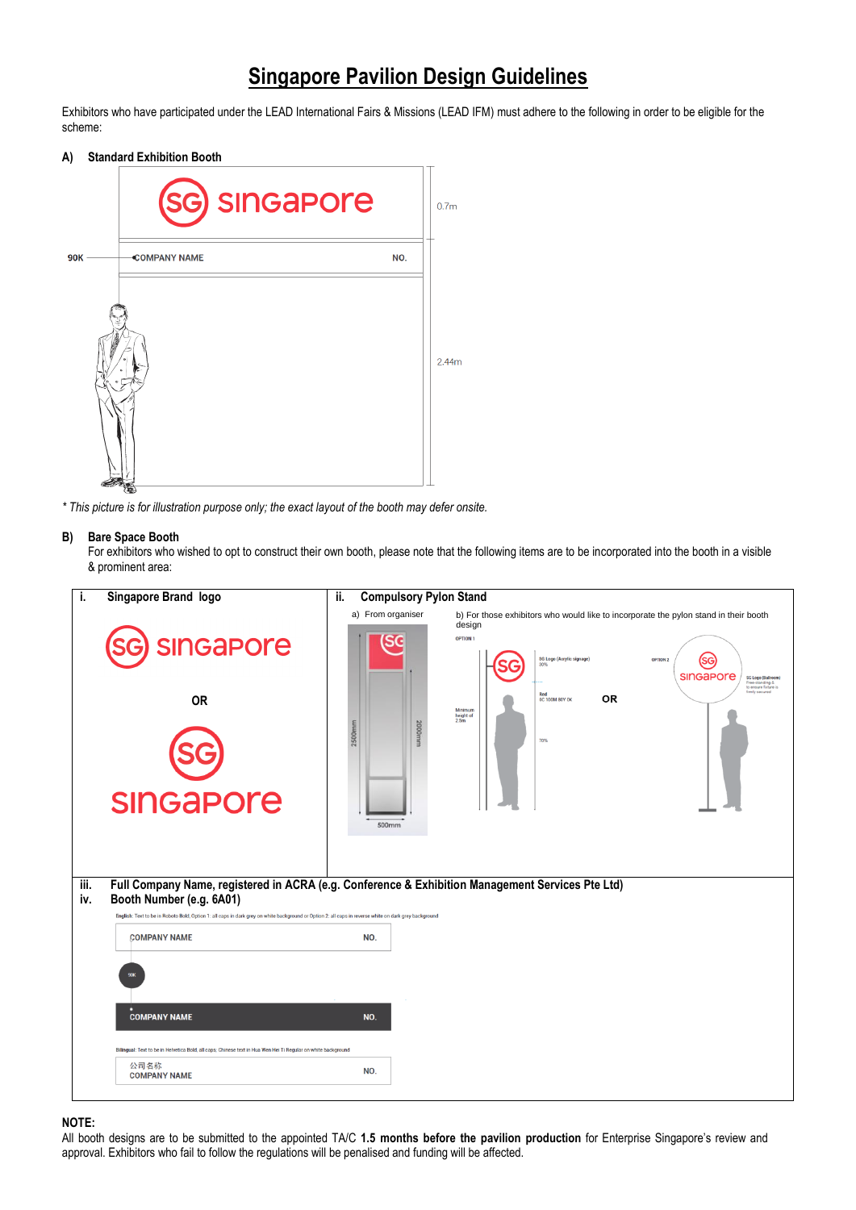# Singapore Pavilion Design Guidelines

Exhibitors who have participated under the LEAD International Fairs & Missions (LEAD IFM) must adhere to the following in order to be eligible for the scheme:

**A) Standard Exhibition Booth**

SG singapore

0.7m

90K

COMPANY NAME

NO.

2.44m

*\* This picture is for illustration purpose only; the exact layout of the booth may defer onsite.*

**B) Bare Space Booth**

For exhibitors who wished to opt to construct their own booth, please note that the following items are to be incorporated into the booth in a visible & prominent area:

**i. Singapore Brand logo**

SG singapore

OR

SG singapore

**ii. Compulsory Pylon Stand**

a) From organiser

2500mm

2000mm

500mm

b) For those exhibitors who would like to incorporate the pylon stand in their booth design

OPTION 1

SG Logo (Acrylic signage) 30%

Red 0C 100M 80Y 0K

Minimum height of 2.5m

70%

OR

OPTION 2

SG Logo (Balloon) Free-standing & to ensure fixture is firmly secured

**iii. Full Company Name, registered in ACRA (e.g. Conference & Exhibition Management Services Pte Ltd)**

**iv. Booth Number (e.g. 6A01)**

English: Text to be in Roboto Bold, Option 1: all caps in dark grey on white background or Option 2: all caps in reverse white on dark grey background

COMPANY NAME NO.

90K

COMPANY NAME NO.

Bilingual: Text to be in Helvetica Bold, all caps. Chinese text in Hua Wen Hei Ti Regular on white background

公司名称
COMPANY NAME NO.

**NOTE:**

All booth designs are to be submitted to the appointed TA/C **1.5 months before the pavilion production** for Enterprise Singapore's review and approval. Exhibitors who fail to follow the regulations will be penalised and funding will be affected.